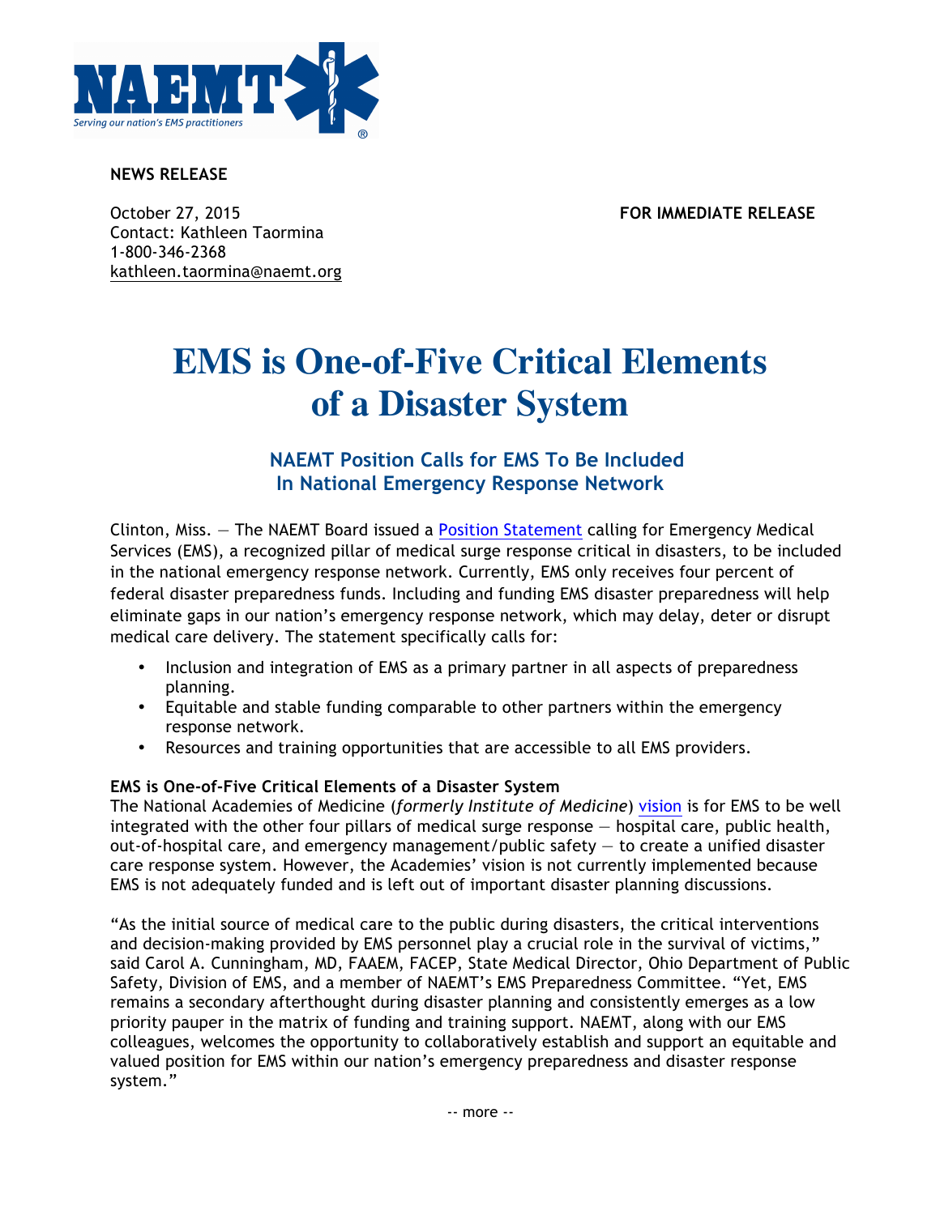NAEMT

Serving our nation's EMS practitioners

**NEWS RELEASE**

October 27, 2015
Contact: Kathleen Taormina
1-800-346-2368
kathleen.taormina@naemt.org

**FOR IMMEDIATE RELEASE**

# EMS is One-of-Five Critical Elements of a Disaster System

## NAEMT Position Calls for EMS To Be Included In National Emergency Response Network

Clinton, Miss. — The NAEMT Board issued a Position Statement calling for Emergency Medical Services (EMS), a recognized pillar of medical surge response critical in disasters, to be included in the national emergency response network. Currently, EMS only receives four percent of federal disaster preparedness funds. Including and funding EMS disaster preparedness will help eliminate gaps in our nation's emergency response network, which may delay, deter or disrupt medical care delivery. The statement specifically calls for:

- Inclusion and integration of EMS as a primary partner in all aspects of preparedness planning.
- Equitable and stable funding comparable to other partners within the emergency response network.
- Resources and training opportunities that are accessible to all EMS providers.

**EMS is One-of-Five Critical Elements of a Disaster System**

The National Academies of Medicine (*formerly Institute of Medicine*) vision is for EMS to be well integrated with the other four pillars of medical surge response — hospital care, public health, out-of-hospital care, and emergency management/public safety — to create a unified disaster care response system. However, the Academies' vision is not currently implemented because EMS is not adequately funded and is left out of important disaster planning discussions.

"As the initial source of medical care to the public during disasters, the critical interventions and decision-making provided by EMS personnel play a crucial role in the survival of victims," said Carol A. Cunningham, MD, FAAEM, FACEP, State Medical Director, Ohio Department of Public Safety, Division of EMS, and a member of NAEMT's EMS Preparedness Committee. "Yet, EMS remains a secondary afterthought during disaster planning and consistently emerges as a low priority pauper in the matrix of funding and training support. NAEMT, along with our EMS colleagues, welcomes the opportunity to collaboratively establish and support an equitable and valued position for EMS within our nation's emergency preparedness and disaster response system."

-- more --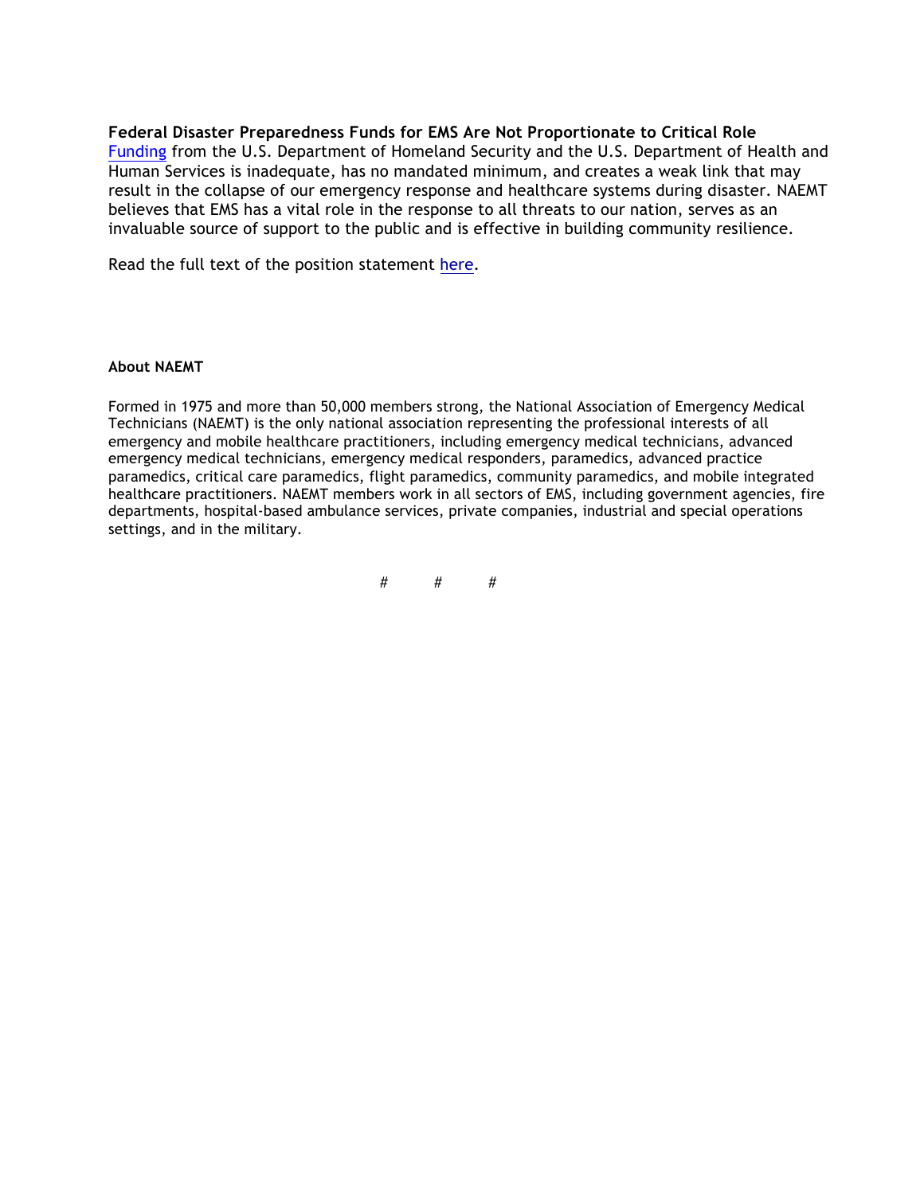**Federal Disaster Preparedness Funds for EMS Are Not Proportionate to Critical Role**
Funding from the U.S. Department of Homeland Security and the U.S. Department of Health and Human Services is inadequate, has no mandated minimum, and creates a weak link that may result in the collapse of our emergency response and healthcare systems during disaster. NAEMT believes that EMS has a vital role in the response to all threats to our nation, serves as an invaluable source of support to the public and is effective in building community resilience.

Read the full text of the position statement here.

**About NAEMT**

Formed in 1975 and more than 50,000 members strong, the National Association of Emergency Medical Technicians (NAEMT) is the only national association representing the professional interests of all emergency and mobile healthcare practitioners, including emergency medical technicians, advanced emergency medical technicians, emergency medical responders, paramedics, advanced practice paramedics, critical care paramedics, flight paramedics, community paramedics, and mobile integrated healthcare practitioners. NAEMT members work in all sectors of EMS, including government agencies, fire departments, hospital-based ambulance services, private companies, industrial and special operations settings, and in the military.

# # #